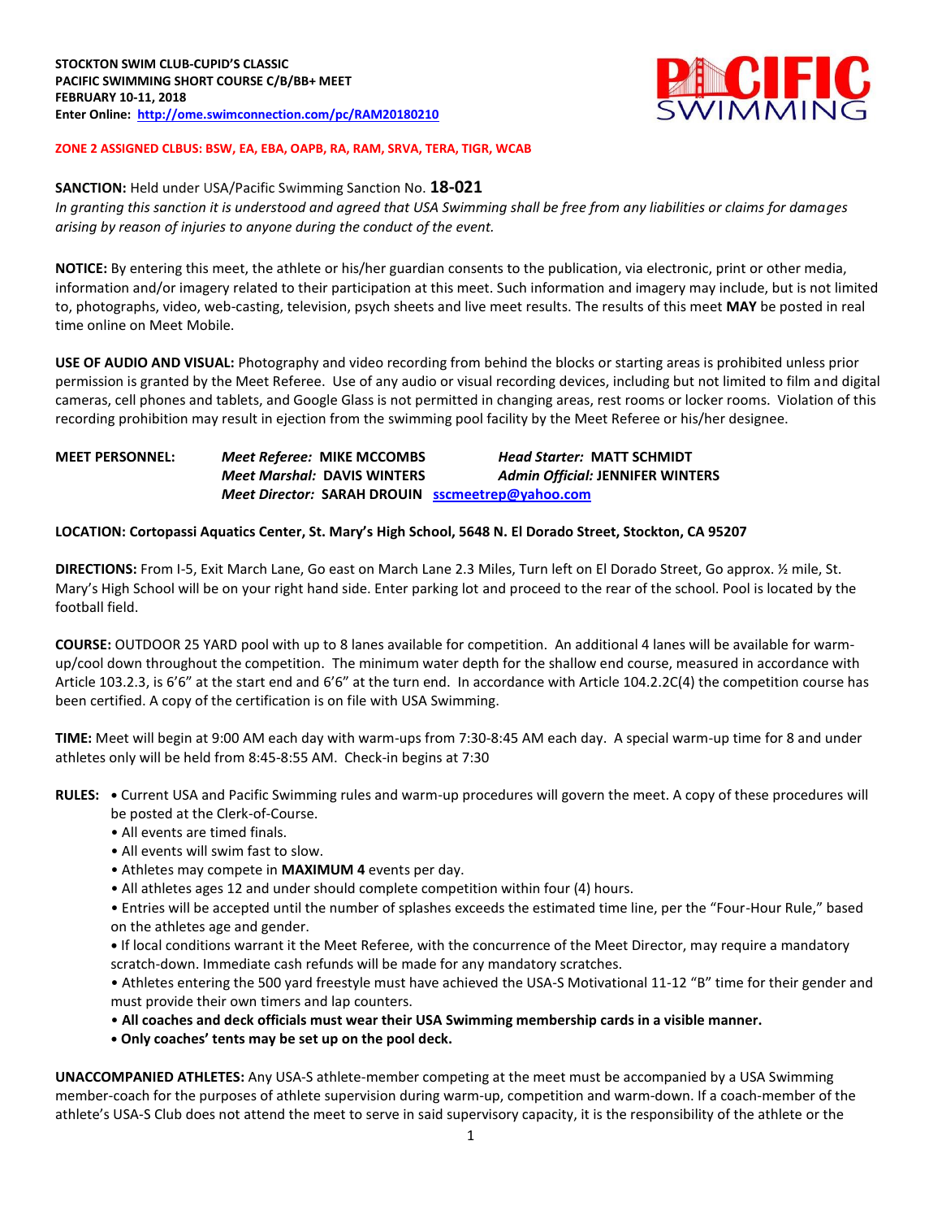**STOCKTON SWIM CLUB-CUPID'S CLASSIC**
**PACIFIC SWIMMING SHORT COURSE C/B/BB+ MEET**
**FEBRUARY 10-11, 2018**
**Enter Online: http://ome.swimconnection.com/pc/RAM20180210**

**ZONE 2 ASSIGNED CLBUS: BSW, EA, EBA, OAPB, RA, RAM, SRVA, TERA, TIGR, WCAB**

**SANCTION:** Held under USA/Pacific Swimming Sanction No. **18-021**
*In granting this sanction it is understood and agreed that USA Swimming shall be free from any liabilities or claims for damages arising by reason of injuries to anyone during the conduct of the event.*

**NOTICE:** By entering this meet, the athlete or his/her guardian consents to the publication, via electronic, print or other media, information and/or imagery related to their participation at this meet. Such information and imagery may include, but is not limited to, photographs, video, web-casting, television, psych sheets and live meet results. The results of this meet **MAY** be posted in real time online on Meet Mobile.

**USE OF AUDIO AND VISUAL:** Photography and video recording from behind the blocks or starting areas is prohibited unless prior permission is granted by the Meet Referee. Use of any audio or visual recording devices, including but not limited to film and digital cameras, cell phones and tablets, and Google Glass is not permitted in changing areas, rest rooms or locker rooms. Violation of this recording prohibition may result in ejection from the swimming pool facility by the Meet Referee or his/her designee.

**MEET PERSONNEL:**
*Meet Referee:* **MIKE MCCOMBS** — *Head Starter:* **MATT SCHMIDT**
*Meet Marshal:* **DAVIS WINTERS** — *Admin Official:* **JENNIFER WINTERS**
*Meet Director:* **SARAH DROUIN** sscmeetrep@yahoo.com

**LOCATION: Cortopassi Aquatics Center, St. Mary's High School, 5648 N. El Dorado Street, Stockton, CA 95207**

**DIRECTIONS:** From I-5, Exit March Lane, Go east on March Lane 2.3 Miles, Turn left on El Dorado Street, Go approx. ½ mile, St. Mary's High School will be on your right hand side. Enter parking lot and proceed to the rear of the school. Pool is located by the football field.

**COURSE:** OUTDOOR 25 YARD pool with up to 8 lanes available for competition. An additional 4 lanes will be available for warm-up/cool down throughout the competition. The minimum water depth for the shallow end course, measured in accordance with Article 103.2.3, is 6'6" at the start end and 6'6" at the turn end. In accordance with Article 104.2.2C(4) the competition course has been certified. A copy of the certification is on file with USA Swimming.

**TIME:** Meet will begin at 9:00 AM each day with warm-ups from 7:30-8:45 AM each day. A special warm-up time for 8 and under athletes only will be held from 8:45-8:55 AM. Check-in begins at 7:30

**RULES:**
- Current USA and Pacific Swimming rules and warm-up procedures will govern the meet. A copy of these procedures will be posted at the Clerk-of-Course.
- All events are timed finals.
- All events will swim fast to slow.
- Athletes may compete in **MAXIMUM 4** events per day.
- All athletes ages 12 and under should complete competition within four (4) hours.
- Entries will be accepted until the number of splashes exceeds the estimated time line, per the "Four-Hour Rule," based on the athletes age and gender.
- If local conditions warrant it the Meet Referee, with the concurrence of the Meet Director, may require a mandatory scratch-down. Immediate cash refunds will be made for any mandatory scratches.
- Athletes entering the 500 yard freestyle must have achieved the USA-S Motivational 11-12 "B" time for their gender and must provide their own timers and lap counters.
- **All coaches and deck officials must wear their USA Swimming membership cards in a visible manner.**
- **Only coaches' tents may be set up on the pool deck.**

**UNACCOMPANIED ATHLETES:** Any USA-S athlete-member competing at the meet must be accompanied by a USA Swimming member-coach for the purposes of athlete supervision during warm-up, competition and warm-down. If a coach-member of the athlete's USA-S Club does not attend the meet to serve in said supervisory capacity, it is the responsibility of the athlete or the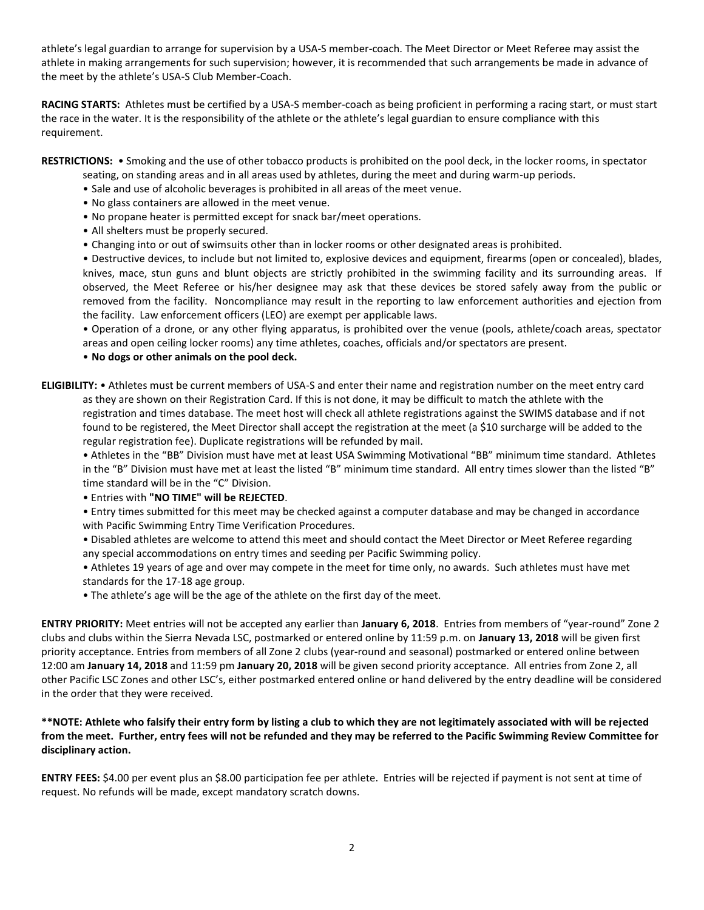athlete's legal guardian to arrange for supervision by a USA-S member-coach. The Meet Director or Meet Referee may assist the athlete in making arrangements for such supervision; however, it is recommended that such arrangements be made in advance of the meet by the athlete's USA-S Club Member-Coach.

**RACING STARTS:** Athletes must be certified by a USA-S member-coach as being proficient in performing a racing start, or must start the race in the water. It is the responsibility of the athlete or the athlete's legal guardian to ensure compliance with this requirement.

**RESTRICTIONS:** • Smoking and the use of other tobacco products is prohibited on the pool deck, in the locker rooms, in spectator seating, on standing areas and in all areas used by athletes, during the meet and during warm-up periods.

- Sale and use of alcoholic beverages is prohibited in all areas of the meet venue.
- No glass containers are allowed in the meet venue.
- No propane heater is permitted except for snack bar/meet operations.
- All shelters must be properly secured.
- Changing into or out of swimsuits other than in locker rooms or other designated areas is prohibited.
- Destructive devices, to include but not limited to, explosive devices and equipment, firearms (open or concealed), blades, knives, mace, stun guns and blunt objects are strictly prohibited in the swimming facility and its surrounding areas. If observed, the Meet Referee or his/her designee may ask that these devices be stored safely away from the public or removed from the facility. Noncompliance may result in the reporting to law enforcement authorities and ejection from the facility. Law enforcement officers (LEO) are exempt per applicable laws.
- Operation of a drone, or any other flying apparatus, is prohibited over the venue (pools, athlete/coach areas, spectator areas and open ceiling locker rooms) any time athletes, coaches, officials and/or spectators are present.
- **No dogs or other animals on the pool deck.**

**ELIGIBILITY:** • Athletes must be current members of USA-S and enter their name and registration number on the meet entry card as they are shown on their Registration Card. If this is not done, it may be difficult to match the athlete with the registration and times database. The meet host will check all athlete registrations against the SWIMS database and if not found to be registered, the Meet Director shall accept the registration at the meet (a $10 surcharge will be added to the regular registration fee). Duplicate registrations will be refunded by mail.

- Athletes in the "BB" Division must have met at least USA Swimming Motivational "BB" minimum time standard. Athletes in the "B" Division must have met at least the listed "B" minimum time standard. All entry times slower than the listed "B" time standard will be in the "C" Division.
- Entries with **"NO TIME" will be REJECTED**.
- Entry times submitted for this meet may be checked against a computer database and may be changed in accordance with Pacific Swimming Entry Time Verification Procedures.
- Disabled athletes are welcome to attend this meet and should contact the Meet Director or Meet Referee regarding any special accommodations on entry times and seeding per Pacific Swimming policy.
- Athletes 19 years of age and over may compete in the meet for time only, no awards. Such athletes must have met standards for the 17-18 age group.
- The athlete's age will be the age of the athlete on the first day of the meet.

**ENTRY PRIORITY:** Meet entries will not be accepted any earlier than **January 6, 2018**. Entries from members of "year-round" Zone 2 clubs and clubs within the Sierra Nevada LSC, postmarked or entered online by 11:59 p.m. on **January 13, 2018** will be given first priority acceptance. Entries from members of all Zone 2 clubs (year-round and seasonal) postmarked or entered online between 12:00 am **January 14, 2018** and 11:59 pm **January 20, 2018** will be given second priority acceptance. All entries from Zone 2, all other Pacific LSC Zones and other LSC's, either postmarked entered online or hand delivered by the entry deadline will be considered in the order that they were received.

**\*\*NOTE: Athlete who falsify their entry form by listing a club to which they are not legitimately associated with will be rejected from the meet. Further, entry fees will not be refunded and they may be referred to the Pacific Swimming Review Committee for disciplinary action.**

**ENTRY FEES:** $4.00 per event plus an $8.00 participation fee per athlete. Entries will be rejected if payment is not sent at time of request. No refunds will be made, except mandatory scratch downs.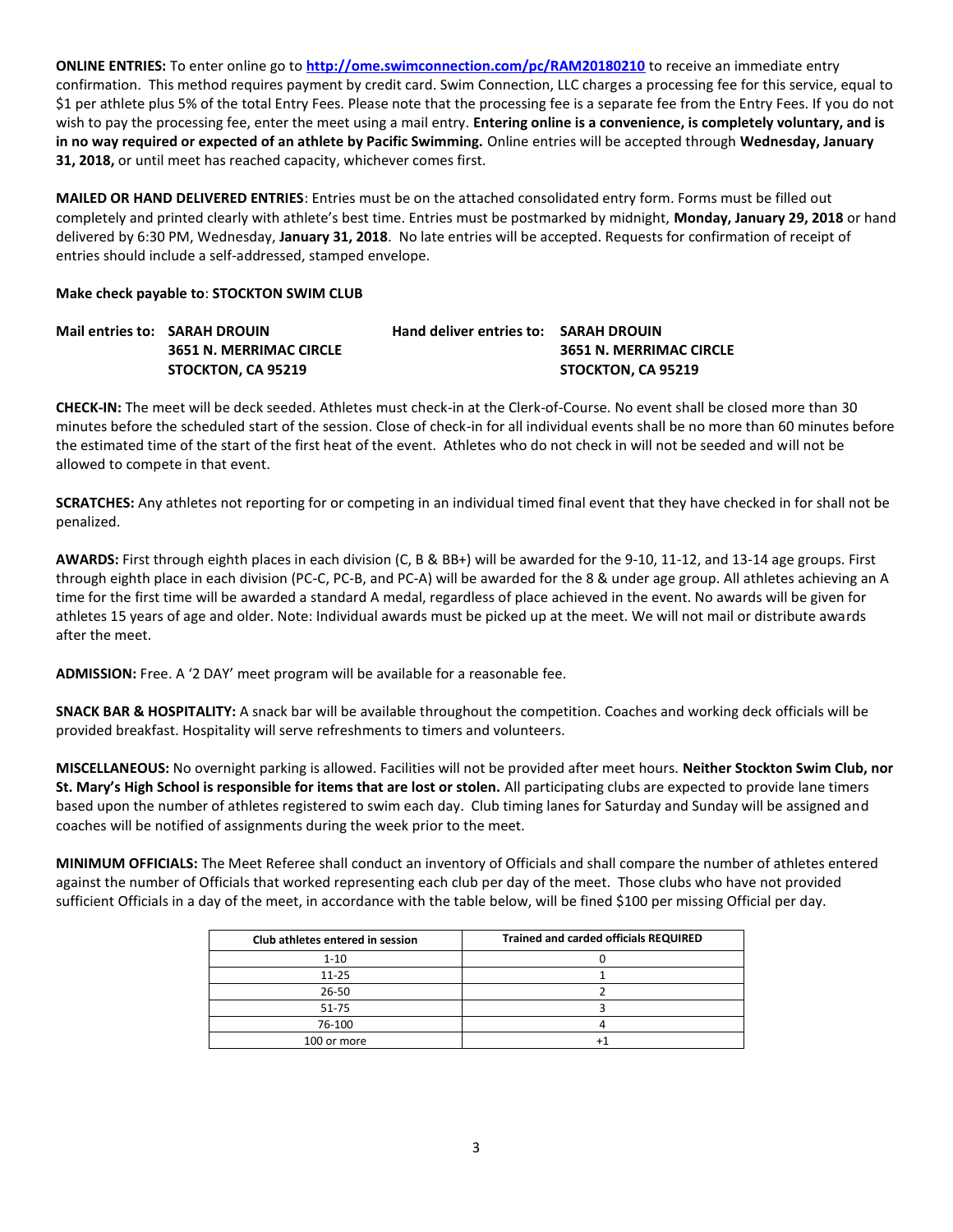**ONLINE ENTRIES:** To enter online go to **http://ome.swimconnection.com/pc/RAM20180210** to receive an immediate entry confirmation. This method requires payment by credit card. Swim Connection, LLC charges a processing fee for this service, equal to $1 per athlete plus 5% of the total Entry Fees. Please note that the processing fee is a separate fee from the Entry Fees. If you do not wish to pay the processing fee, enter the meet using a mail entry. **Entering online is a convenience, is completely voluntary, and is in no way required or expected of an athlete by Pacific Swimming.** Online entries will be accepted through **Wednesday, January 31, 2018,** or until meet has reached capacity, whichever comes first.

**MAILED OR HAND DELIVERED ENTRIES**: Entries must be on the attached consolidated entry form. Forms must be filled out completely and printed clearly with athlete's best time. Entries must be postmarked by midnight, **Monday, January 29, 2018** or hand delivered by 6:30 PM, Wednesday, **January 31, 2018**. No late entries will be accepted. Requests for confirmation of receipt of entries should include a self-addressed, stamped envelope.

**Make check payable to**: **STOCKTON SWIM CLUB**

**Mail entries to:** **SARAH DROUIN**
**3651 N. MERRIMAC CIRCLE**
**STOCKTON, CA 95219**

**Hand deliver entries to:** **SARAH DROUIN**
**3651 N. MERRIMAC CIRCLE**
**STOCKTON, CA 95219**

**CHECK-IN:** The meet will be deck seeded. Athletes must check-in at the Clerk-of-Course. No event shall be closed more than 30 minutes before the scheduled start of the session. Close of check-in for all individual events shall be no more than 60 minutes before the estimated time of the start of the first heat of the event. Athletes who do not check in will not be seeded and will not be allowed to compete in that event.

**SCRATCHES:** Any athletes not reporting for or competing in an individual timed final event that they have checked in for shall not be penalized.

**AWARDS:** First through eighth places in each division (C, B & BB+) will be awarded for the 9-10, 11-12, and 13-14 age groups. First through eighth place in each division (PC-C, PC-B, and PC-A) will be awarded for the 8 & under age group. All athletes achieving an A time for the first time will be awarded a standard A medal, regardless of place achieved in the event. No awards will be given for athletes 15 years of age and older. Note: Individual awards must be picked up at the meet. We will not mail or distribute awards after the meet.

**ADMISSION:** Free. A '2 DAY' meet program will be available for a reasonable fee.

**SNACK BAR & HOSPITALITY:** A snack bar will be available throughout the competition. Coaches and working deck officials will be provided breakfast. Hospitality will serve refreshments to timers and volunteers.

**MISCELLANEOUS:** No overnight parking is allowed. Facilities will not be provided after meet hours. **Neither Stockton Swim Club, nor St. Mary's High School is responsible for items that are lost or stolen.** All participating clubs are expected to provide lane timers based upon the number of athletes registered to swim each day. Club timing lanes for Saturday and Sunday will be assigned and coaches will be notified of assignments during the week prior to the meet.

**MINIMUM OFFICIALS:** The Meet Referee shall conduct an inventory of Officials and shall compare the number of athletes entered against the number of Officials that worked representing each club per day of the meet. Those clubs who have not provided sufficient Officials in a day of the meet, in accordance with the table below, will be fined $100 per missing Official per day.

| Club athletes entered in session | Trained and carded officials REQUIRED |
|---|---|
| 1-10 | 0 |
| 11-25 | 1 |
| 26-50 | 2 |
| 51-75 | 3 |
| 76-100 | 4 |
| 100 or more | +1 |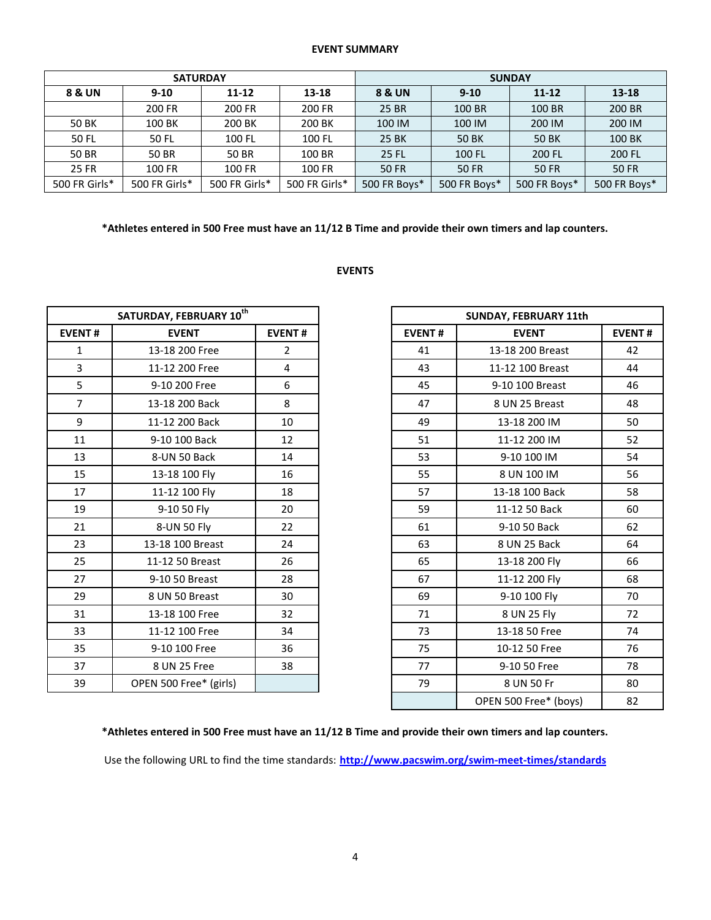**EVENT SUMMARY**

| SATURDAY | | | | SUNDAY | | | |
|---|---|---|---|---|---|---|---|
| **8 & UN** | **9-10** | **11-12** | **13-18** | **8 & UN** | **9-10** | **11-12** | **13-18** |
| | 200 FR | 200 FR | 200 FR | 25 BR | 100 BR | 100 BR | 200 BR |
| 50 BK | 100 BK | 200 BK | 200 BK | 100 IM | 100 IM | 200 IM | 200 IM |
| 50 FL | 50 FL | 100 FL | 100 FL | 25 BK | 50 BK | 50 BK | 100 BK |
| 50 BR | 50 BR | 50 BR | 100 BR | 25 FL | 100 FL | 200 FL | 200 FL |
| 25 FR | 100 FR | 100 FR | 100 FR | 50 FR | 50 FR | 50 FR | 50 FR |
| 500 FR Girls* | 500 FR Girls* | 500 FR Girls* | 500 FR Girls* | 500 FR Boys* | 500 FR Boys* | 500 FR Boys* | 500 FR Boys* |

**\*Athletes entered in 500 Free must have an 11/12 B Time and provide their own timers and lap counters.**

**EVENTS**

| SATURDAY, FEBRUARY 10th | | |
|---|---|---|
| **EVENT #** | **EVENT** | **EVENT #** |
| 1 | 13-18 200 Free | 2 |
| 3 | 11-12 200 Free | 4 |
| 5 | 9-10 200 Free | 6 |
| 7 | 13-18 200 Back | 8 |
| 9 | 11-12 200 Back | 10 |
| 11 | 9-10 100 Back | 12 |
| 13 | 8-UN 50 Back | 14 |
| 15 | 13-18 100 Fly | 16 |
| 17 | 11-12 100 Fly | 18 |
| 19 | 9-10 50 Fly | 20 |
| 21 | 8-UN 50 Fly | 22 |
| 23 | 13-18 100 Breast | 24 |
| 25 | 11-12 50 Breast | 26 |
| 27 | 9-10 50 Breast | 28 |
| 29 | 8 UN 50 Breast | 30 |
| 31 | 13-18 100 Free | 32 |
| 33 | 11-12 100 Free | 34 |
| 35 | 9-10 100 Free | 36 |
| 37 | 8 UN 25 Free | 38 |
| 39 | OPEN 500 Free* (girls) | |

| SUNDAY, FEBRUARY 11th | | |
|---|---|---|
| **EVENT #** | **EVENT** | **EVENT #** |
| 41 | 13-18 200 Breast | 42 |
| 43 | 11-12 100 Breast | 44 |
| 45 | 9-10 100 Breast | 46 |
| 47 | 8 UN 25 Breast | 48 |
| 49 | 13-18 200 IM | 50 |
| 51 | 11-12 200 IM | 52 |
| 53 | 9-10 100 IM | 54 |
| 55 | 8 UN 100 IM | 56 |
| 57 | 13-18 100 Back | 58 |
| 59 | 11-12 50 Back | 60 |
| 61 | 9-10 50 Back | 62 |
| 63 | 8 UN 25 Back | 64 |
| 65 | 13-18 200 Fly | 66 |
| 67 | 11-12 200 Fly | 68 |
| 69 | 9-10 100 Fly | 70 |
| 71 | 8 UN 25 Fly | 72 |
| 73 | 13-18 50 Free | 74 |
| 75 | 10-12 50 Free | 76 |
| 77 | 9-10 50 Free | 78 |
| 79 | 8 UN 50 Fr | 80 |
| | OPEN 500 Free* (boys) | 82 |

**\*Athletes entered in 500 Free must have an 11/12 B Time and provide their own timers and lap counters.**

Use the following URL to find the time standards: **http://www.pacswim.org/swim-meet-times/standards**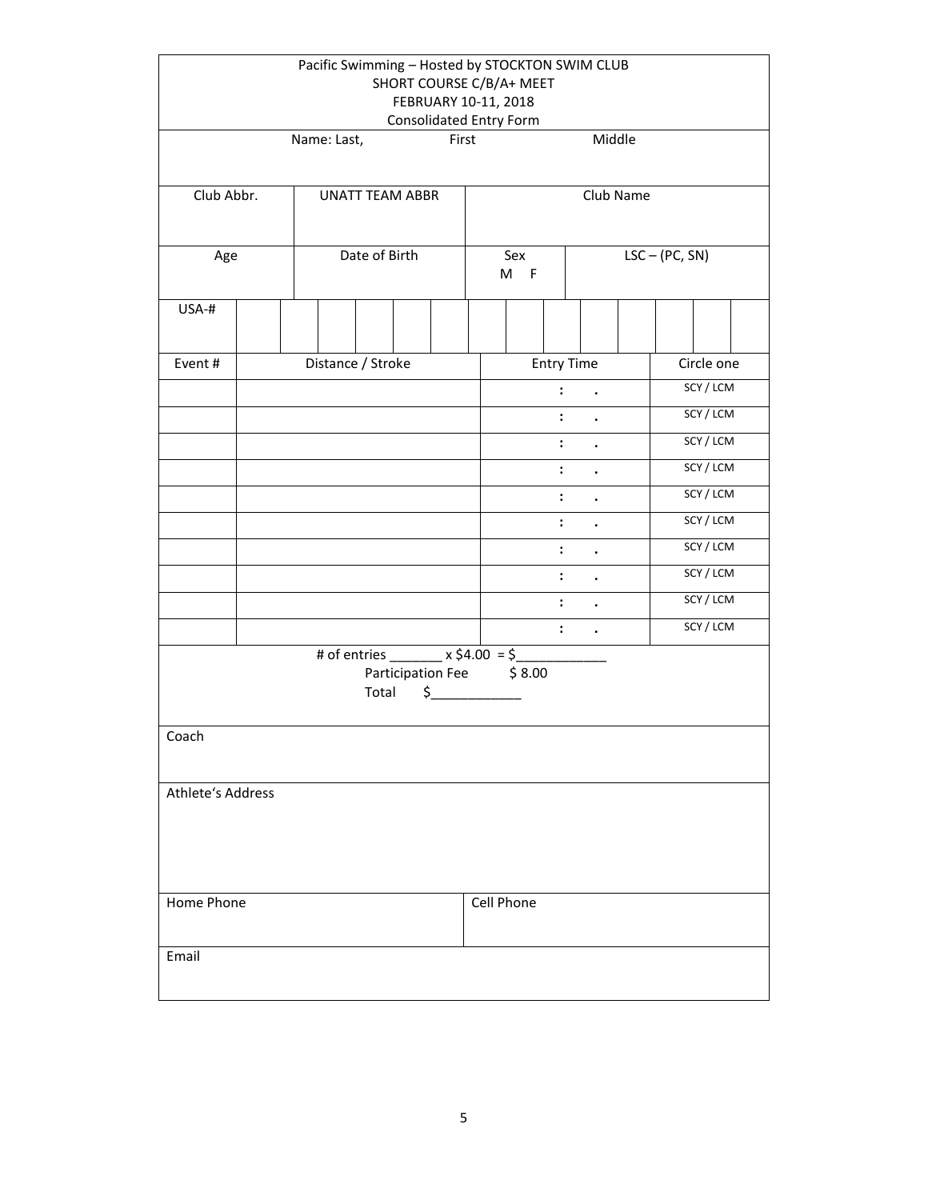Pacific Swimming – Hosted by STOCKTON SWIM CLUB
SHORT COURSE C/B/A+ MEET
FEBRUARY 10-11, 2018
Consolidated Entry Form

| Name: Last, | First | Middle |
|---|---|---|
| | | |

| Club Abbr. | UNATT TEAM ABBR | Club Name |
|---|---|---|
| | | |

| Age | Date of Birth | Sex M F | LSC – (PC, SN) |
|---|---|---|---|
| | | | |

| USA-# | | | | | | | | | | | | | | |
|---|---|---|---|---|---|---|---|---|---|---|---|---|---|---|
| | | | | | | | | | | | | | | |

| Event # | Distance / Stroke | Entry Time | Circle one |
|---|---|---|---|
| | | : . | SCY / LCM |
| | | : . | SCY / LCM |
| | | : . | SCY / LCM |
| | | : . | SCY / LCM |
| | | : . | SCY / LCM |
| | | : . | SCY / LCM |
| | | : . | SCY / LCM |
| | | : . | SCY / LCM |
| | | : . | SCY / LCM |
| | | : . | SCY / LCM |

# of entries _______ x $4.00 = $____________
Participation Fee $ 8.00
Total $____________

Coach

Athlete's Address

| Home Phone | Cell Phone |
|---|---|
| | |

Email